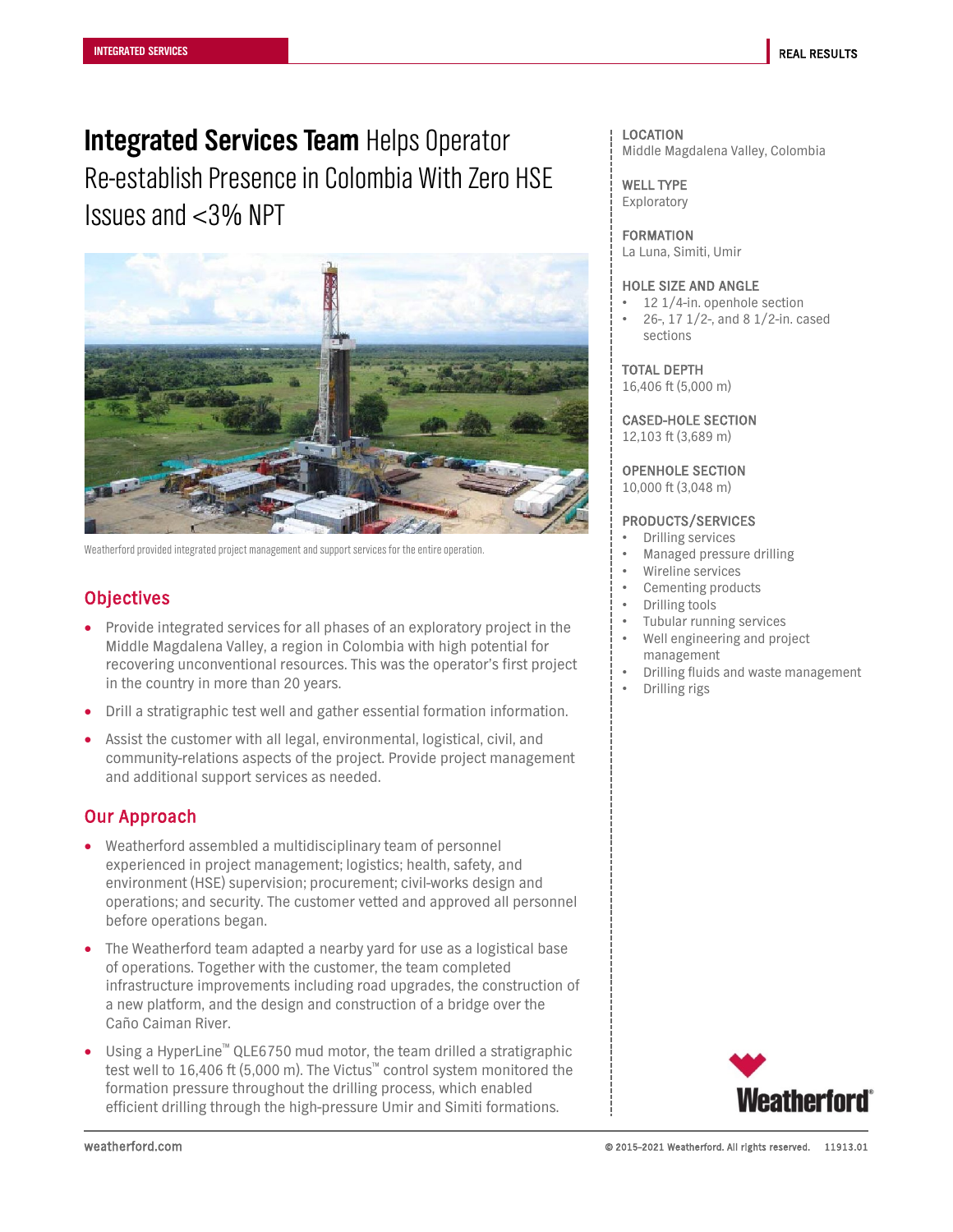# **Integrated Services Team** Helps Operator Re-establish Presence in Colombia With Zero HSE Issues and <3% NPT

Weatherford provided integrated project management and support services for the entire operation.

## Objectives

- Provide integrated services for all phases of an exploratory project in the Middle Magdalena Valley, a region in Colombia with high potential for recovering unconventional resources. This was the operator's first project in the country in more than 20 years.
- Drill a stratigraphic test well and gather essential formation information.
- Assist the customer with all legal, environmental, logistical, civil, and community-relations aspects of the project. Provide project management and additional support services as needed.

## Our Approach

- Weatherford assembled a multidisciplinary team of personnel experienced in project management; logistics; health, safety, and environment (HSE) supervision; procurement; civil-works design and operations; and security. The customer vetted and approved all personnel before operations began.
- The Weatherford team adapted a nearby yard for use as a logistical base of operations. Together with the customer, the team completed infrastructure improvements including road upgrades, the construction of a new platform, and the design and construction of a bridge over the Caño Caiman River.
- Using a HyperLine™ QLE6750 mud motor, the team drilled a stratigraphic test well to 16,406 ft (5,000 m). The Victus™ control system monitored the formation pressure throughout the drilling process, which enabled efficient drilling through the high-pressure Umir and Simiti formations.

**LOCATION**
Middle Magdalena Valley, Colombia

**WELL TYPE**
Exploratory

**FORMATION**
La Luna, Simiti, Umir

**HOLE SIZE AND ANGLE**
- 12 1/4-in. openhole section
- 26-, 17 1/2-, and 8 1/2-in. cased sections

**TOTAL DEPTH**
16,406 ft (5,000 m)

**CASED-HOLE SECTION**
12,103 ft (3,689 m)

**OPENHOLE SECTION**
10,000 ft (3,048 m)

**PRODUCTS/SERVICES**
- Drilling services
- Managed pressure drilling
- Wireline services
- Cementing products
- Drilling tools
- Tubular running services
- Well engineering and project management
- Drilling fluids and waste management
- Drilling rigs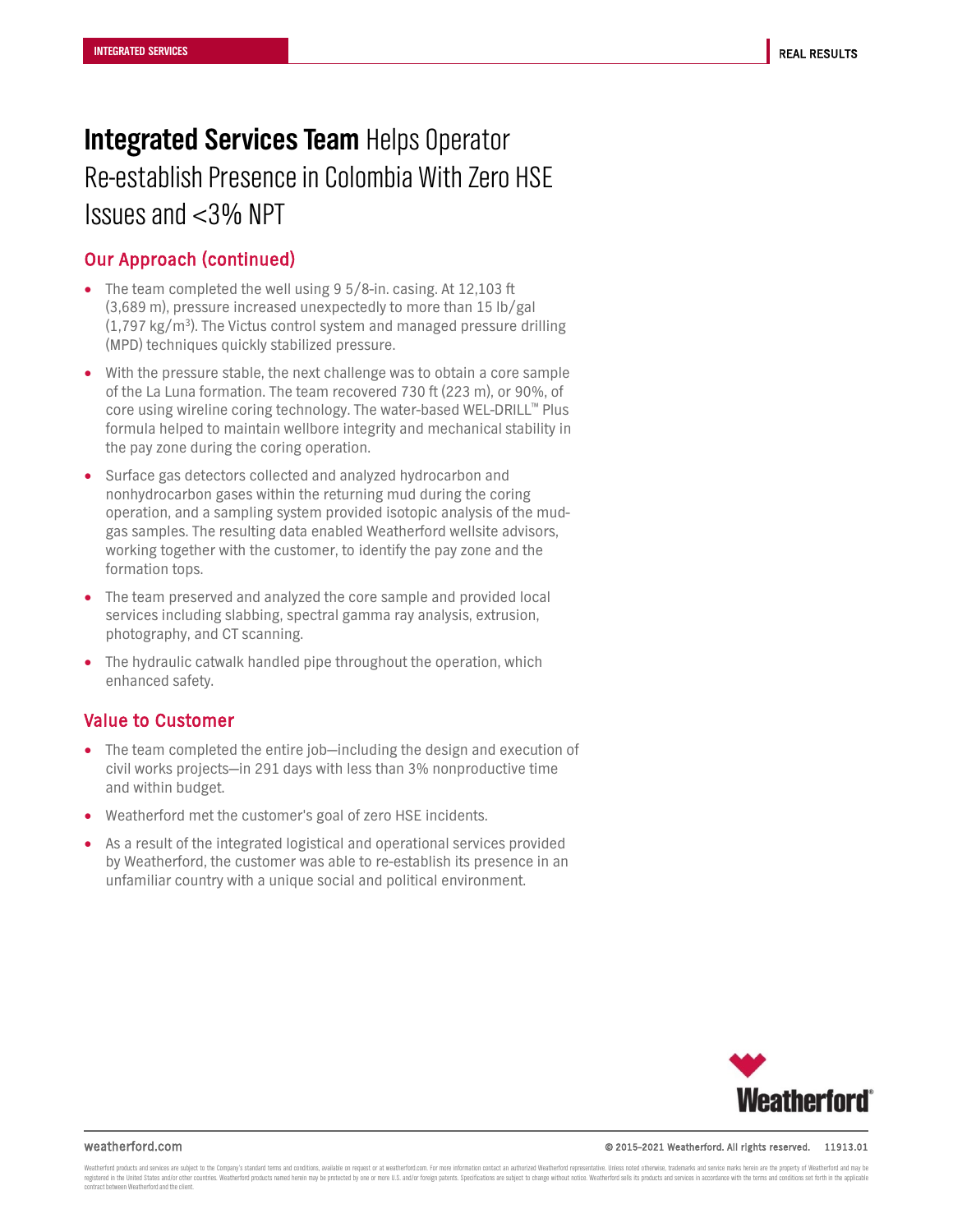# **Integrated Services Team** Helps Operator Re-establish Presence in Colombia With Zero HSE Issues and <3% NPT

## Our Approach (continued)

- The team completed the well using 9 5/8-in. casing. At 12,103 ft (3,689 m), pressure increased unexpectedly to more than 15 lb/gal (1,797 kg/m$^3$). The Victus control system and managed pressure drilling (MPD) techniques quickly stabilized pressure.
- With the pressure stable, the next challenge was to obtain a core sample of the La Luna formation. The team recovered 730 ft (223 m), or 90%, of core using wireline coring technology. The water-based WEL-DRILL™ Plus formula helped to maintain wellbore integrity and mechanical stability in the pay zone during the coring operation.
- Surface gas detectors collected and analyzed hydrocarbon and nonhydrocarbon gases within the returning mud during the coring operation, and a sampling system provided isotopic analysis of the mud-gas samples. The resulting data enabled Weatherford wellsite advisors, working together with the customer, to identify the pay zone and the formation tops.
- The team preserved and analyzed the core sample and provided local services including slabbing, spectral gamma ray analysis, extrusion, photography, and CT scanning.
- The hydraulic catwalk handled pipe throughout the operation, which enhanced safety.

## Value to Customer

- The team completed the entire job—including the design and execution of civil works projects—in 291 days with less than 3% nonproductive time and within budget.
- Weatherford met the customer's goal of zero HSE incidents.
- As a result of the integrated logistical and operational services provided by Weatherford, the customer was able to re-establish its presence in an unfamiliar country with a unique social and political environment.

weatherford.com

© 2015–2021 Weatherford. All rights reserved. 11913.01

Weatherford products and services are subject to the Company's standard terms and conditions, available on request or at weatherford.com. For more information contact an authorized Weatherford representative. Unless noted otherwise, trademarks and service marks herein are the property of Weatherford and may be registered in the United States and/or other countries. Weatherford products named herein may be protected by one or more U.S. and/or foreign patents. Specifications are subject to change without notice. Weatherford sells its products and services in accordance with the terms and conditions set forth in the applicable contract between Weatherford and the client.